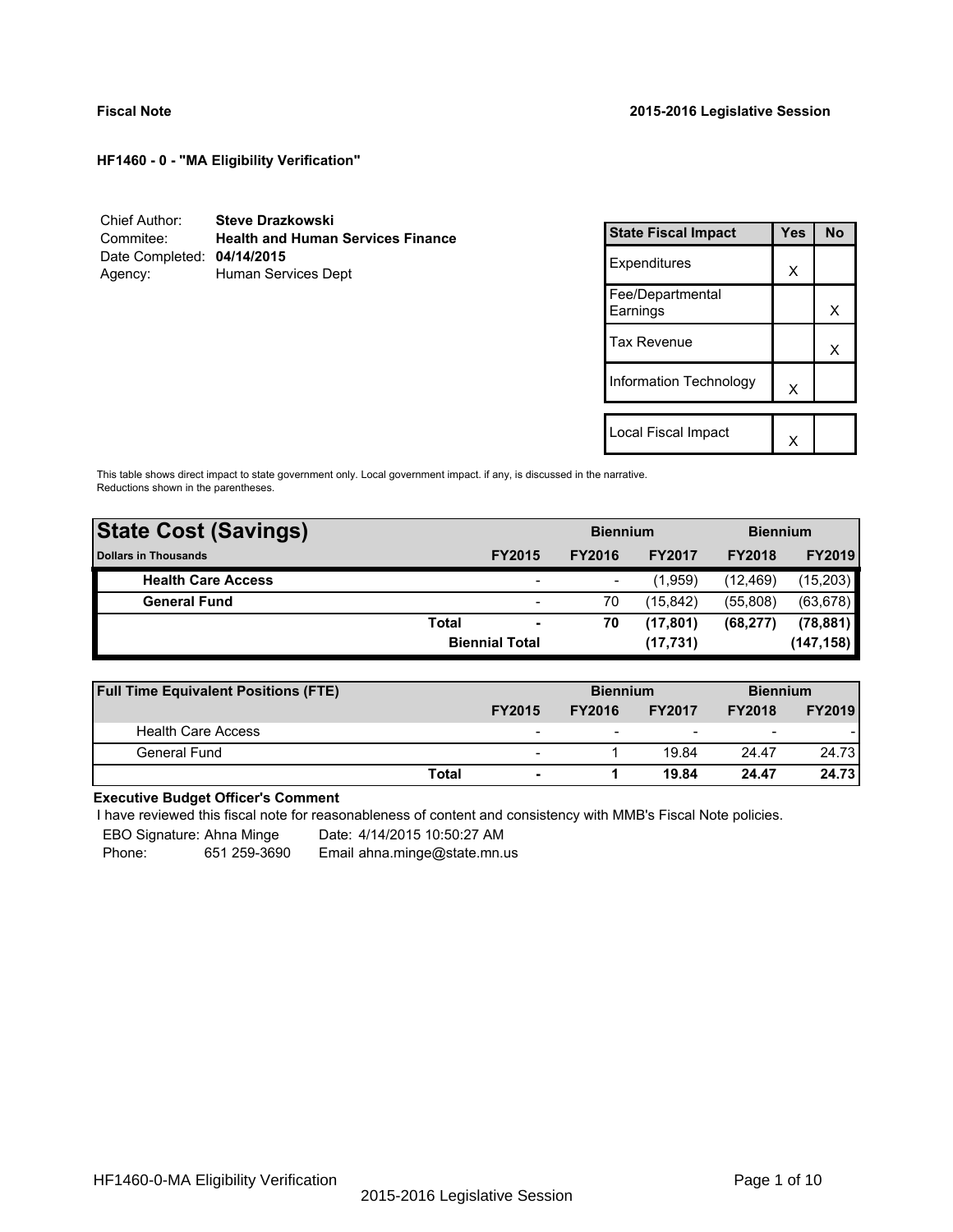**Fiscal Note** **2015-2016 Legislative Session**

**HF1460 - 0 - "MA Eligibility Verification"**

| | |
|---|---|
| Chief Author: | **Steve Drazkowski** |
| Commitee: | **Health and Human Services Finance** |
| Date Completed: | **04/14/2015** |
| Agency: | Human Services Dept |

| **State Fiscal Impact** | **Yes** | **No** |
|---|---|---|
| Expenditures | X | |
| Fee/Departmental Earnings | | X |
| Tax Revenue | | X |
| Information Technology | X | |
| Local Fiscal Impact | X | |

This table shows direct impact to state government only. Local government impact. if any, is discussed in the narrative. Reductions shown in the parentheses.

| **State Cost (Savings)** | | | **Biennium** | | **Biennium** | |
|---|---|---|---|---|---|---|
| **Dollars in Thousands** | | **FY2015** | **FY2016** | **FY2017** | **FY2018** | **FY2019** |
| **Health Care Access** | | - | - | (1,959) | (12,469) | (15,203) |
| **General Fund** | | - | 70 | (15,842) | (55,808) | (63,678) |
| | **Total** | **-** | **70** | **(17,801)** | **(68,277)** | **(78,881)** |
| | | **Biennial Total** | | **(17,731)** | | **(147,158)** |

| **Full Time Equivalent Positions (FTE)** | | | **Biennium** | | **Biennium** | |
|---|---|---|---|---|---|---|
| | | **FY2015** | **FY2016** | **FY2017** | **FY2018** | **FY2019** |
| Health Care Access | | - | - | - | - | - |
| General Fund | | - | 1 | 19.84 | 24.47 | 24.73 |
| | **Total** | **-** | **1** | **19.84** | **24.47** | **24.73** |

**Executive Budget Officer's Comment**

I have reviewed this fiscal note for reasonableness of content and consistency with MMB's Fiscal Note policies.

EBO Signature: Ahna Minge Date: 4/14/2015 10:50:27 AM
Phone: 651 259-3690 Email ahna.minge@state.mn.us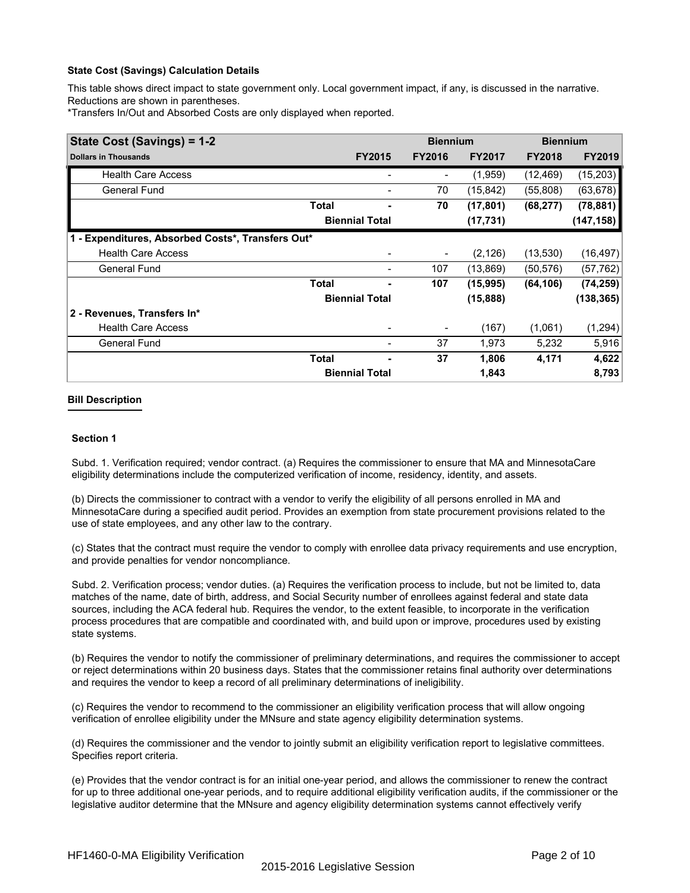### State Cost (Savings) Calculation Details

This table shows direct impact to state government only. Local government impact, if any, is discussed in the narrative. Reductions are shown in parentheses.

*Transfers In/Out and Absorbed Costs are only displayed when reported.

| State Cost (Savings) = 1-2 | | | Biennium | | Biennium | |
|---|---|---|---|---|---|---|
| **Dollars in Thousands** | | **FY2015** | **FY2016** | **FY2017** | **FY2018** | **FY2019** |
| Health Care Access | | - | - | (1,959) | (12,469) | (15,203) |
| General Fund | | - | 70 | (15,842) | (55,808) | (63,678) |
| | **Total** | **-** | **70** | **(17,801)** | **(68,277)** | **(78,881)** |
| | **Biennial Total** | | | **(17,731)** | | **(147,158)** |
| **1 - Expenditures, Absorbed Costs*, Transfers Out*** | | | | | | |
| Health Care Access | | - | - | (2,126) | (13,530) | (16,497) |
| General Fund | | - | 107 | (13,869) | (50,576) | (57,762) |
| | **Total** | **-** | **107** | **(15,995)** | **(64,106)** | **(74,259)** |
| | **Biennial Total** | | | **(15,888)** | | **(138,365)** |
| **2 - Revenues, Transfers In*** | | | | | | |
| Health Care Access | | - | - | (167) | (1,061) | (1,294) |
| General Fund | | - | 37 | 1,973 | 5,232 | 5,916 |
| | **Total** | **-** | **37** | **1,806** | **4,171** | **4,622** |
| | **Biennial Total** | | | **1,843** | | **8,793** |

### Bill Description

#### Section 1

Subd. 1. Verification required; vendor contract. (a) Requires the commissioner to ensure that MA and MinnesotaCare eligibility determinations include the computerized verification of income, residency, identity, and assets.

(b) Directs the commissioner to contract with a vendor to verify the eligibility of all persons enrolled in MA and MinnesotaCare during a specified audit period. Provides an exemption from state procurement provisions related to the use of state employees, and any other law to the contrary.

(c) States that the contract must require the vendor to comply with enrollee data privacy requirements and use encryption, and provide penalties for vendor noncompliance.

Subd. 2. Verification process; vendor duties. (a) Requires the verification process to include, but not be limited to, data matches of the name, date of birth, address, and Social Security number of enrollees against federal and state data sources, including the ACA federal hub. Requires the vendor, to the extent feasible, to incorporate in the verification process procedures that are compatible and coordinated with, and build upon or improve, procedures used by existing state systems.

(b) Requires the vendor to notify the commissioner of preliminary determinations, and requires the commissioner to accept or reject determinations within 20 business days. States that the commissioner retains final authority over determinations and requires the vendor to keep a record of all preliminary determinations of ineligibility.

(c) Requires the vendor to recommend to the commissioner an eligibility verification process that will allow ongoing verification of enrollee eligibility under the MNsure and state agency eligibility determination systems.

(d) Requires the commissioner and the vendor to jointly submit an eligibility verification report to legislative committees. Specifies report criteria.

(e) Provides that the vendor contract is for an initial one-year period, and allows the commissioner to renew the contract for up to three additional one-year periods, and to require additional eligibility verification audits, if the commissioner or the legislative auditor determine that the MNsure and agency eligibility determination systems cannot effectively verify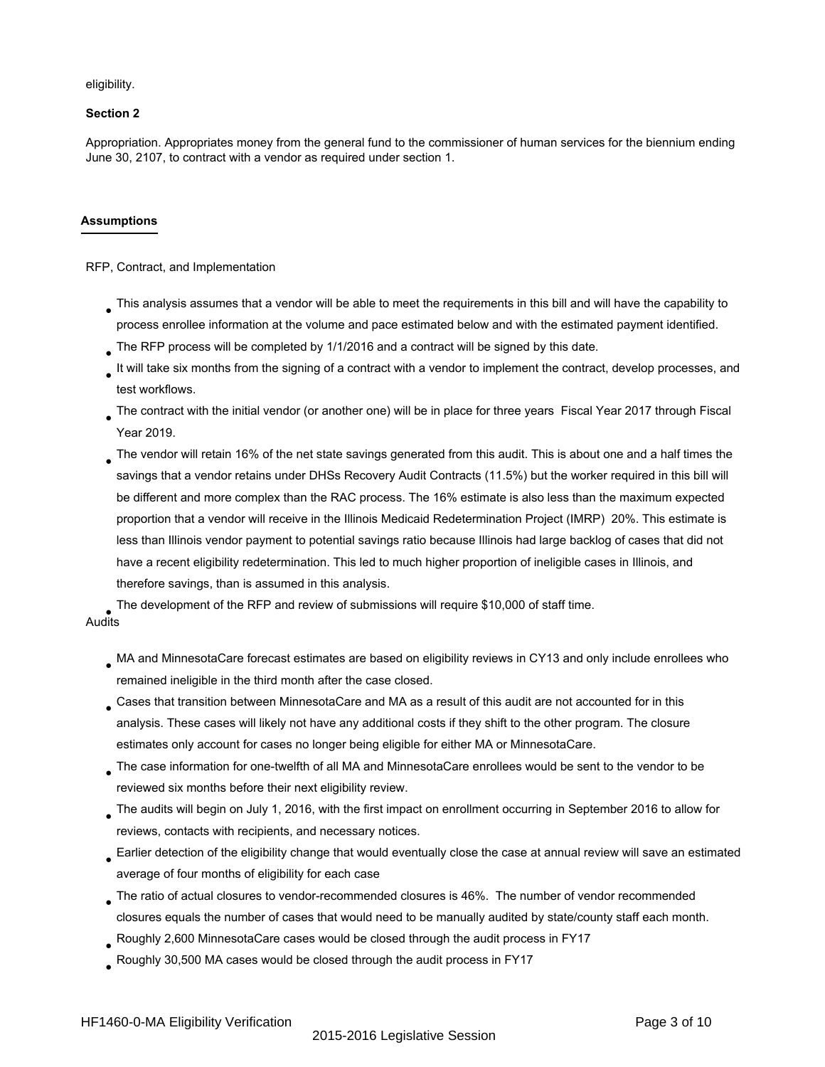eligibility.

**Section 2**

Appropriation. Appropriates money from the general fund to the commissioner of human services for the biennium ending June 30, 2107, to contract with a vendor as required under section 1.

## Assumptions

RFP, Contract, and Implementation

- This analysis assumes that a vendor will be able to meet the requirements in this bill and will have the capability to process enrollee information at the volume and pace estimated below and with the estimated payment identified.
- The RFP process will be completed by 1/1/2016 and a contract will be signed by this date.
- It will take six months from the signing of a contract with a vendor to implement the contract, develop processes, and test workflows.
- The contract with the initial vendor (or another one) will be in place for three years Fiscal Year 2017 through Fiscal Year 2019.
- The vendor will retain 16% of the net state savings generated from this audit. This is about one and a half times the savings that a vendor retains under DHSs Recovery Audit Contracts (11.5%) but the worker required in this bill will be different and more complex than the RAC process. The 16% estimate is also less than the maximum expected proportion that a vendor will receive in the Illinois Medicaid Redetermination Project (IMRP) 20%. This estimate is less than Illinois vendor payment to potential savings ratio because Illinois had large backlog of cases that did not have a recent eligibility redetermination. This led to much higher proportion of ineligible cases in Illinois, and therefore savings, than is assumed in this analysis.
- The development of the RFP and review of submissions will require $10,000 of staff time.

Audits

- MA and MinnesotaCare forecast estimates are based on eligibility reviews in CY13 and only include enrollees who remained ineligible in the third month after the case closed.
- Cases that transition between MinnesotaCare and MA as a result of this audit are not accounted for in this analysis. These cases will likely not have any additional costs if they shift to the other program. The closure estimates only account for cases no longer being eligible for either MA or MinnesotaCare.
- The case information for one-twelfth of all MA and MinnesotaCare enrollees would be sent to the vendor to be reviewed six months before their next eligibility review.
- The audits will begin on July 1, 2016, with the first impact on enrollment occurring in September 2016 to allow for reviews, contacts with recipients, and necessary notices.
- Earlier detection of the eligibility change that would eventually close the case at annual review will save an estimated average of four months of eligibility for each case
- The ratio of actual closures to vendor-recommended closures is 46%. The number of vendor recommended closures equals the number of cases that would need to be manually audited by state/county staff each month.
- Roughly 2,600 MinnesotaCare cases would be closed through the audit process in FY17
- Roughly 30,500 MA cases would be closed through the audit process in FY17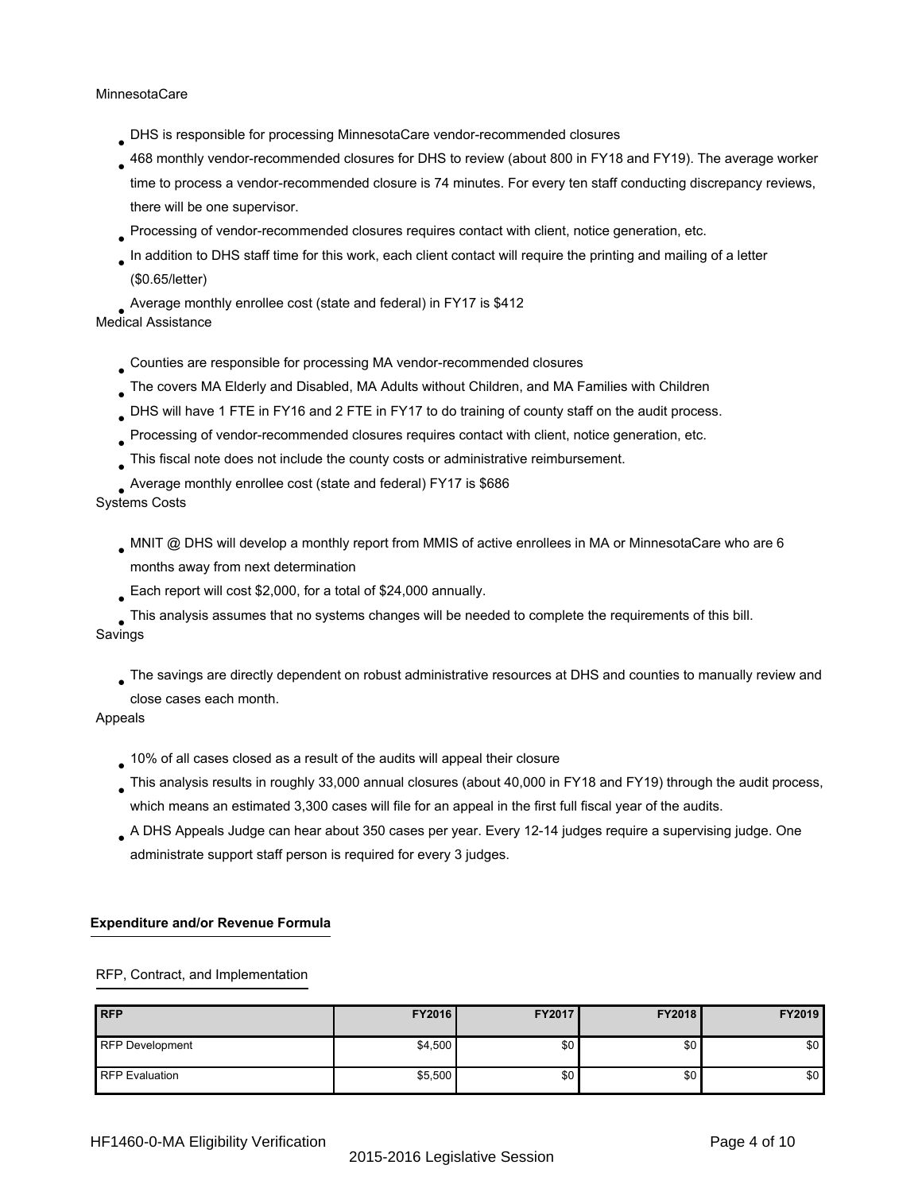MinnesotaCare

- DHS is responsible for processing MinnesotaCare vendor-recommended closures
- 468 monthly vendor-recommended closures for DHS to review (about 800 in FY18 and FY19). The average worker time to process a vendor-recommended closure is 74 minutes. For every ten staff conducting discrepancy reviews, there will be one supervisor.
- Processing of vendor-recommended closures requires contact with client, notice generation, etc.
- In addition to DHS staff time for this work, each client contact will require the printing and mailing of a letter ($0.65/letter)
- Average monthly enrollee cost (state and federal) in FY17 is $412

Medical Assistance

- Counties are responsible for processing MA vendor-recommended closures
- The covers MA Elderly and Disabled, MA Adults without Children, and MA Families with Children
- DHS will have 1 FTE in FY16 and 2 FTE in FY17 to do training of county staff on the audit process.
- Processing of vendor-recommended closures requires contact with client, notice generation, etc.
- This fiscal note does not include the county costs or administrative reimbursement.
- Average monthly enrollee cost (state and federal) FY17 is $686

Systems Costs

- MNIT @ DHS will develop a monthly report from MMIS of active enrollees in MA or MinnesotaCare who are 6 months away from next determination
- Each report will cost $2,000, for a total of $24,000 annually.
- This analysis assumes that no systems changes will be needed to complete the requirements of this bill.

Savings

- The savings are directly dependent on robust administrative resources at DHS and counties to manually review and close cases each month.

Appeals

- 10% of all cases closed as a result of the audits will appeal their closure
- This analysis results in roughly 33,000 annual closures (about 40,000 in FY18 and FY19) through the audit process, which means an estimated 3,300 cases will file for an appeal in the first full fiscal year of the audits.
- A DHS Appeals Judge can hear about 350 cases per year. Every 12-14 judges require a supervising judge. One administrate support staff person is required for every 3 judges.

**Expenditure and/or Revenue Formula**

RFP, Contract, and Implementation

| RFP | FY2016 | FY2017 | FY2018 | FY2019 |
|---|---|---|---|---|
| RFP Development | $4,500 | $0 | $0 | $0 |
| RFP Evaluation | $5,500 | $0 | $0 | $0 |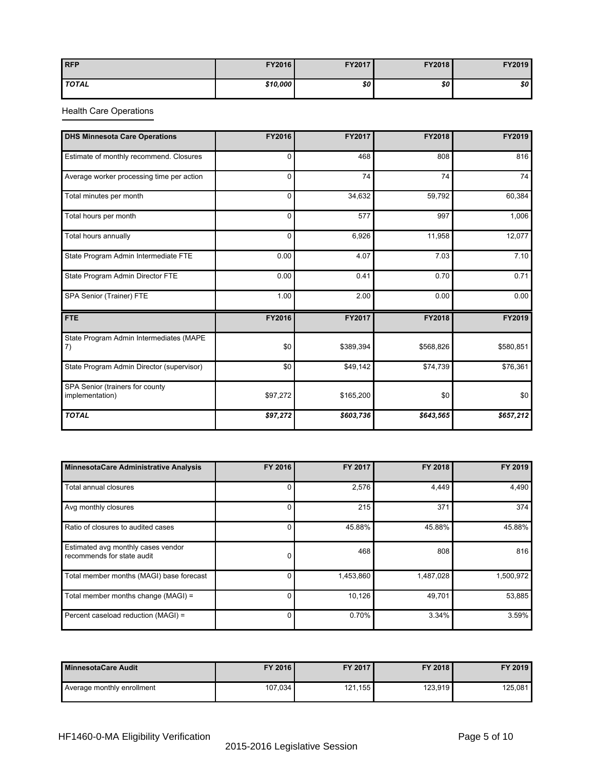| RFP | FY2016 | FY2017 | FY2018 | FY2019 |
|---|---|---|---|---|
| ***TOTAL*** | ***$10,000*** | ***$0*** | ***$0*** | ***$0*** |

Health Care Operations

| DHS Minnesota Care Operations | FY2016 | FY2017 | FY2018 | FY2019 |
|---|---|---|---|---|
| Estimate of monthly recommend. Closures | 0 | 468 | 808 | 816 |
| Average worker processing time per action | 0 | 74 | 74 | 74 |
| Total minutes per month | 0 | 34,632 | 59,792 | 60,384 |
| Total hours per month | 0 | 577 | 997 | 1,006 |
| Total hours annually | 0 | 6,926 | 11,958 | 12,077 |
| State Program Admin Intermediate FTE | 0.00 | 4.07 | 7.03 | 7.10 |
| State Program Admin Director FTE | 0.00 | 0.41 | 0.70 | 0.71 |
| SPA Senior (Trainer) FTE | 1.00 | 2.00 | 0.00 | 0.00 |
| **FTE** | **FY2016** | **FY2017** | **FY2018** | **FY2019** |
| State Program Admin Intermediates (MAPE 7) | $0 | $389,394 | $568,826 | $580,851 |
| State Program Admin Director (supervisor) | $0 | $49,142 | $74,739 | $76,361 |
| SPA Senior (trainers for county implementation) | $97,272 | $165,200 | $0 | $0 |
| ***TOTAL*** | ***$97,272*** | ***$603,736*** | ***$643,565*** | ***$657,212*** |

| MinnesotaCare Administrative Analysis | FY 2016 | FY 2017 | FY 2018 | FY 2019 |
|---|---|---|---|---|
| Total annual closures | 0 | 2,576 | 4,449 | 4,490 |
| Avg monthly closures | 0 | 215 | 371 | 374 |
| Ratio of closures to audited cases | 0 | 45.88% | 45.88% | 45.88% |
| Estimated avg monthly cases vendor recommends for state audit | 0 | 468 | 808 | 816 |
| Total member months (MAGI) base forecast | 0 | 1,453,860 | 1,487,028 | 1,500,972 |
| Total member months change (MAGI) = | 0 | 10,126 | 49,701 | 53,885 |
| Percent caseload reduction (MAGI) = | 0 | 0.70% | 3.34% | 3.59% |

| MinnesotaCare Audit | FY 2016 | FY 2017 | FY 2018 | FY 2019 |
|---|---|---|---|---|
| Average monthly enrollment | 107,034 | 121,155 | 123,919 | 125,081 |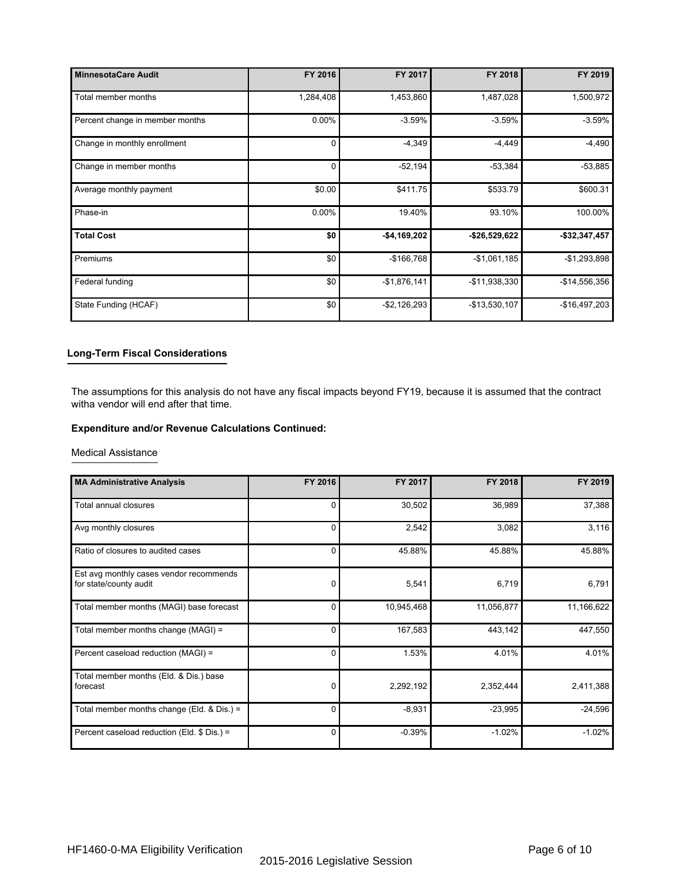| MinnesotaCare Audit | FY 2016 | FY 2017 | FY 2018 | FY 2019 |
|---|---|---|---|---|
| Total member months | 1,284,408 | 1,453,860 | 1,487,028 | 1,500,972 |
| Percent change in member months | 0.00% | -3.59% | -3.59% | -3.59% |
| Change in monthly enrollment | 0 | -4,349 | -4,449 | -4,490 |
| Change in member months | 0 | -52,194 | -53,384 | -53,885 |
| Average monthly payment | $0.00 | $411.75 | $533.79 | $600.31 |
| Phase-in | 0.00% | 19.40% | 93.10% | 100.00% |
| **Total Cost** | **$0** | **-$4,169,202** | **-$26,529,622** | **-$32,347,457** |
| Premiums | $0 | -$166,768 | -$1,061,185 | -$1,293,898 |
| Federal funding | $0 | -$1,876,141 | -$11,938,330 | -$14,556,356 |
| State Funding (HCAF) | $0 | -$2,126,293 | -$13,530,107 | -$16,497,203 |

## Long-Term Fiscal Considerations

The assumptions for this analysis do not have any fiscal impacts beyond FY19, because it is assumed that the contract witha vendor will end after that time.

**Expenditure and/or Revenue Calculations Continued:**

Medical Assistance

| MA Administrative Analysis | FY 2016 | FY 2017 | FY 2018 | FY 2019 |
|---|---|---|---|---|
| Total annual closures | 0 | 30,502 | 36,989 | 37,388 |
| Avg monthly closures | 0 | 2,542 | 3,082 | 3,116 |
| Ratio of closures to audited cases | 0 | 45.88% | 45.88% | 45.88% |
| Est avg monthly cases vendor recommends for state/county audit | 0 | 5,541 | 6,719 | 6,791 |
| Total member months (MAGI) base forecast | 0 | 10,945,468 | 11,056,877 | 11,166,622 |
| Total member months change (MAGI) = | 0 | 167,583 | 443,142 | 447,550 |
| Percent caseload reduction (MAGI) = | 0 | 1.53% | 4.01% | 4.01% |
| Total member months (Eld. & Dis.) base forecast | 0 | 2,292,192 | 2,352,444 | 2,411,388 |
| Total member months change (Eld. & Dis.) = | 0 | -8,931 | -23,995 | -24,596 |
| Percent caseload reduction (Eld. $ Dis.) = | 0 | -0.39% | -1.02% | -1.02% |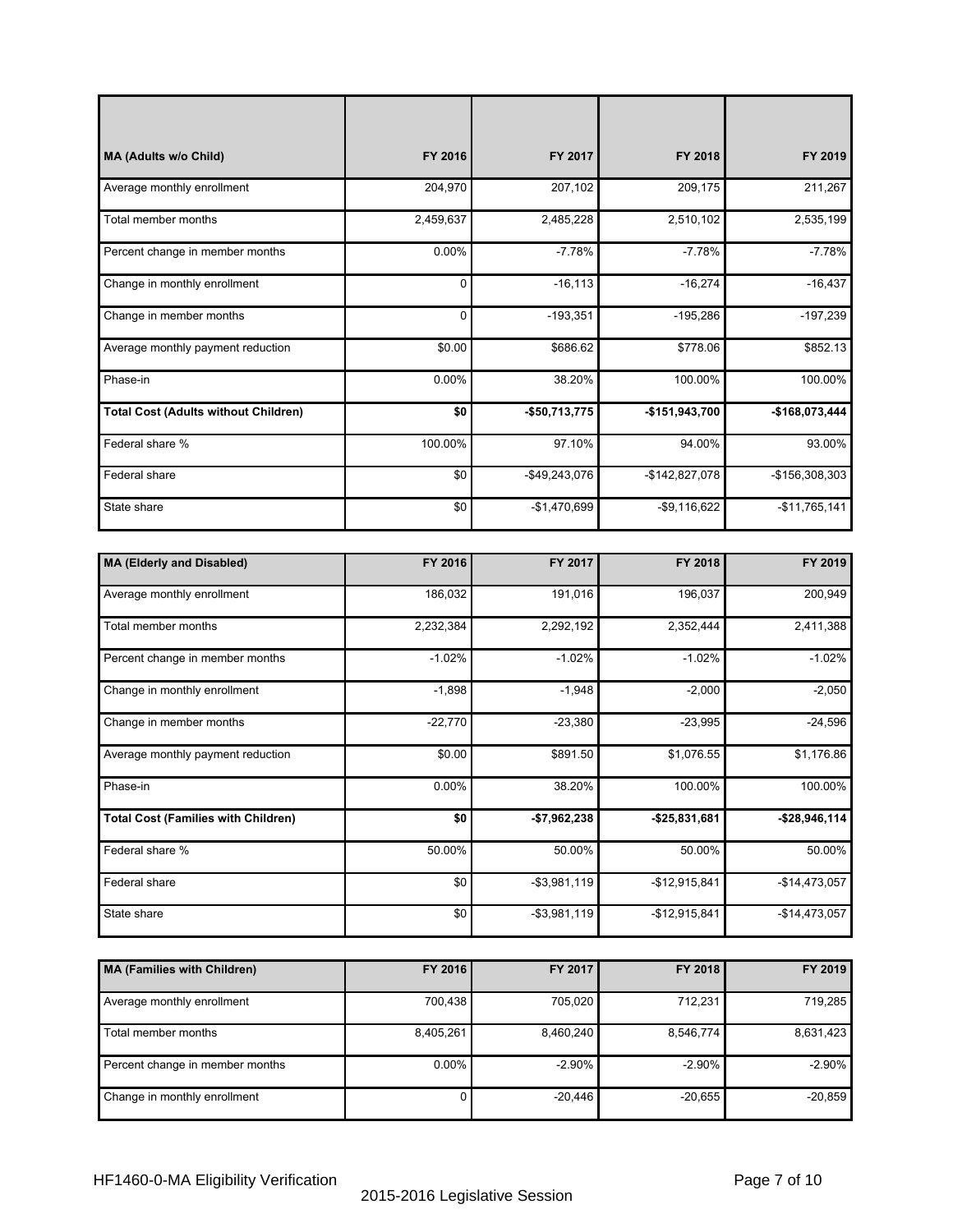| MA (Adults w/o Child) | FY 2016 | FY 2017 | FY 2018 | FY 2019 |
|---|---|---|---|---|
| Average monthly enrollment | 204,970 | 207,102 | 209,175 | 211,267 |
| Total member months | 2,459,637 | 2,485,228 | 2,510,102 | 2,535,199 |
| Percent change in member months | 0.00% | -7.78% | -7.78% | -7.78% |
| Change in monthly enrollment | 0 | -16,113 | -16,274 | -16,437 |
| Change in member months | 0 | -193,351 | -195,286 | -197,239 |
| Average monthly payment reduction | $0.00 | $686.62 | $778.06 | $852.13 |
| Phase-in | 0.00% | 38.20% | 100.00% | 100.00% |
| **Total Cost (Adults without Children)** | **$0** | **-$50,713,775** | **-$151,943,700** | **-$168,073,444** |
| Federal share % | 100.00% | 97.10% | 94.00% | 93.00% |
| Federal share | $0 | -$49,243,076 | -$142,827,078 | -$156,308,303 |
| State share | $0 | -$1,470,699 | -$9,116,622 | -$11,765,141 |

| MA (Elderly and Disabled) | FY 2016 | FY 2017 | FY 2018 | FY 2019 |
|---|---|---|---|---|
| Average monthly enrollment | 186,032 | 191,016 | 196,037 | 200,949 |
| Total member months | 2,232,384 | 2,292,192 | 2,352,444 | 2,411,388 |
| Percent change in member months | -1.02% | -1.02% | -1.02% | -1.02% |
| Change in monthly enrollment | -1,898 | -1,948 | -2,000 | -2,050 |
| Change in member months | -22,770 | -23,380 | -23,995 | -24,596 |
| Average monthly payment reduction | $0.00 | $891.50 | $1,076.55 | $1,176.86 |
| Phase-in | 0.00% | 38.20% | 100.00% | 100.00% |
| **Total Cost (Families with Children)** | **$0** | **-$7,962,238** | **-$25,831,681** | **-$28,946,114** |
| Federal share % | 50.00% | 50.00% | 50.00% | 50.00% |
| Federal share | $0 | -$3,981,119 | -$12,915,841 | -$14,473,057 |
| State share | $0 | -$3,981,119 | -$12,915,841 | -$14,473,057 |

| MA (Families with Children) | FY 2016 | FY 2017 | FY 2018 | FY 2019 |
|---|---|---|---|---|
| Average monthly enrollment | 700,438 | 705,020 | 712,231 | 719,285 |
| Total member months | 8,405,261 | 8,460,240 | 8,546,774 | 8,631,423 |
| Percent change in member months | 0.00% | -2.90% | -2.90% | -2.90% |
| Change in monthly enrollment | 0 | -20,446 | -20,655 | -20,859 |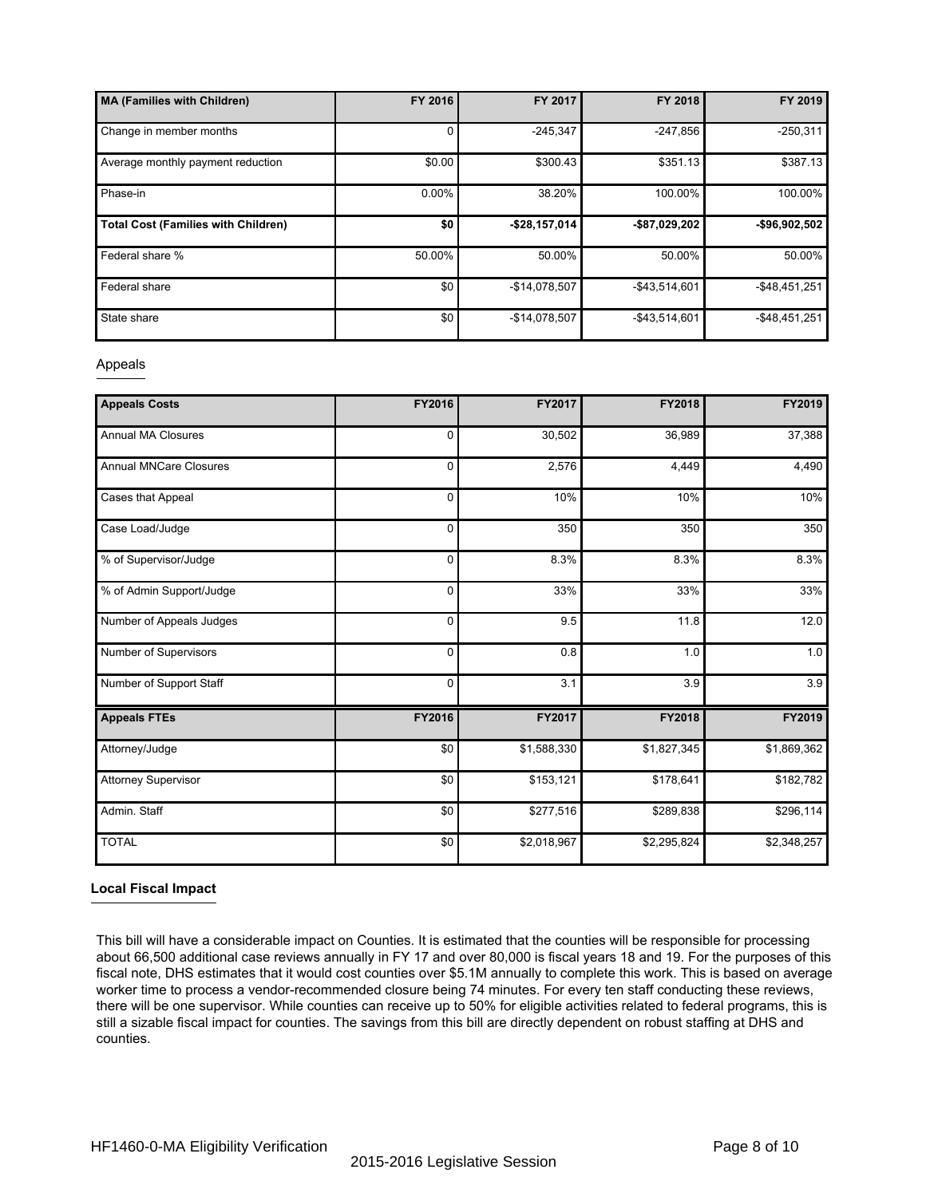| MA (Families with Children) | FY 2016 | FY 2017 | FY 2018 | FY 2019 |
|---|---|---|---|---|
| Change in member months | 0 | -245,347 | -247,856 | -250,311 |
| Average monthly payment reduction | $0.00 | $300.43 | $351.13 | $387.13 |
| Phase-in | 0.00% | 38.20% | 100.00% | 100.00% |
| **Total Cost (Families with Children)** | **$0** | **-$28,157,014** | **-$87,029,202** | **-$96,902,502** |
| Federal share % | 50.00% | 50.00% | 50.00% | 50.00% |
| Federal share | $0 | -$14,078,507 | -$43,514,601 | -$48,451,251 |
| State share | $0 | -$14,078,507 | -$43,514,601 | -$48,451,251 |

Appeals

| Appeals Costs | FY2016 | FY2017 | FY2018 | FY2019 |
|---|---|---|---|---|
| Annual MA Closures | 0 | 30,502 | 36,989 | 37,388 |
| Annual MNCare Closures | 0 | 2,576 | 4,449 | 4,490 |
| Cases that Appeal | 0 | 10% | 10% | 10% |
| Case Load/Judge | 0 | 350 | 350 | 350 |
| % of Supervisor/Judge | 0 | 8.3% | 8.3% | 8.3% |
| % of Admin Support/Judge | 0 | 33% | 33% | 33% |
| Number of Appeals Judges | 0 | 9.5 | 11.8 | 12.0 |
| Number of Supervisors | 0 | 0.8 | 1.0 | 1.0 |
| Number of Support Staff | 0 | 3.1 | 3.9 | 3.9 |
| **Appeals FTEs** | **FY2016** | **FY2017** | **FY2018** | **FY2019** |
| Attorney/Judge | $0 | $1,588,330 | $1,827,345 | $1,869,362 |
| Attorney Supervisor | $0 | $153,121 | $178,641 | $182,782 |
| Admin. Staff | $0 | $277,516 | $289,838 | $296,114 |
| TOTAL | $0 | $2,018,967 | $2,295,824 | $2,348,257 |

## Local Fiscal Impact

This bill will have a considerable impact on Counties. It is estimated that the counties will be responsible for processing about 66,500 additional case reviews annually in FY 17 and over 80,000 is fiscal years 18 and 19. For the purposes of this fiscal note, DHS estimates that it would cost counties over $5.1M annually to complete this work. This is based on average worker time to process a vendor-recommended closure being 74 minutes. For every ten staff conducting these reviews, there will be one supervisor. While counties can receive up to 50% for eligible activities related to federal programs, this is still a sizable fiscal impact for counties. The savings from this bill are directly dependent on robust staffing at DHS and counties.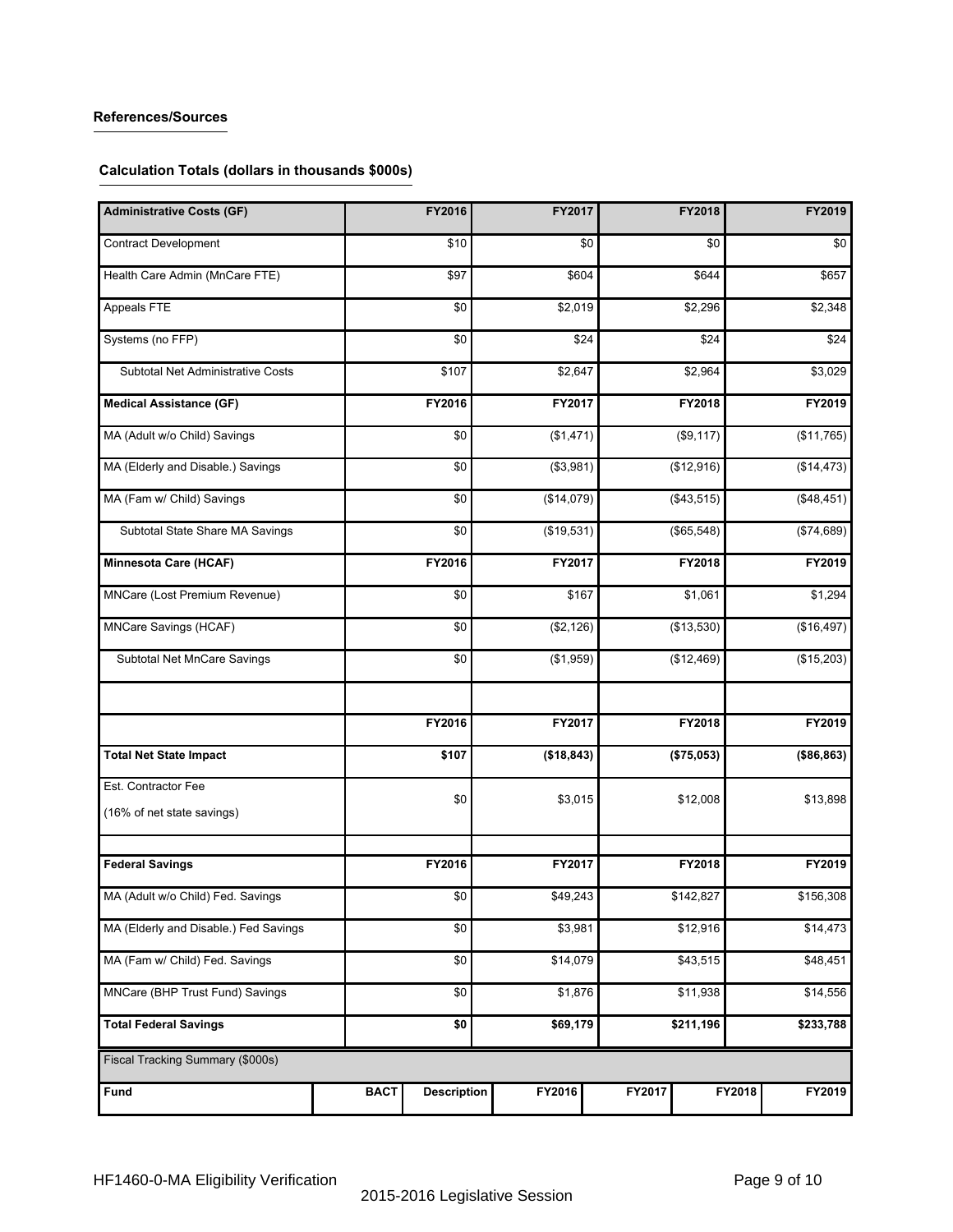**References/Sources**

**Calculation Totals (dollars in thousands $000s)**

| **Administrative Costs (GF)** | **FY2016** | **FY2017** | **FY2018** | **FY2019** |
|---|---|---|---|---|
| Contract Development | $10 | $0 | $0 | $0 |
| Health Care Admin (MnCare FTE) | $97 | $604 | $644 | $657 |
| Appeals FTE | $0 | $2,019 | $2,296 | $2,348 |
| Systems (no FFP) | $0 | $24 | $24 | $24 |
| Subtotal Net Administrative Costs | $107 | $2,647 | $2,964 | $3,029 |
| **Medical Assistance (GF)** | **FY2016** | **FY2017** | **FY2018** | **FY2019** |
| MA (Adult w/o Child) Savings | $0 | ($1,471) | ($9,117) | ($11,765) |
| MA (Elderly and Disable.) Savings | $0 | ($3,981) | ($12,916) | ($14,473) |
| MA (Fam w/ Child) Savings | $0 | ($14,079) | ($43,515) | ($48,451) |
| Subtotal State Share MA Savings | $0 | ($19,531) | ($65,548) | ($74,689) |
| **Minnesota Care (HCAF)** | **FY2016** | **FY2017** | **FY2018** | **FY2019** |
| MNCare (Lost Premium Revenue) | $0 | $167 | $1,061 | $1,294 |
| MNCare Savings (HCAF) | $0 | ($2,126) | ($13,530) | ($16,497) |
| Subtotal Net MnCare Savings | $0 | ($1,959) | ($12,469) | ($15,203) |
| | | | | |
| | **FY2016** | **FY2017** | **FY2018** | **FY2019** |
| **Total Net State Impact** | **$107** | **($18,843)** | **($75,053)** | **($86,863)** |
| Est. Contractor Fee (16% of net state savings) | $0 | $3,015 | $12,008 | $13,898 |
| | | | | |
| **Federal Savings** | **FY2016** | **FY2017** | **FY2018** | **FY2019** |
| MA (Adult w/o Child) Fed. Savings | $0 | $49,243 | $142,827 | $156,308 |
| MA (Elderly and Disable.) Fed Savings | $0 | $3,981 | $12,916 | $14,473 |
| MA (Fam w/ Child) Fed. Savings | $0 | $14,079 | $43,515 | $48,451 |
| MNCare (BHP Trust Fund) Savings | $0 | $1,876 | $11,938 | $14,556 |
| **Total Federal Savings** | **$0** | **$69,179** | **$211,196** | **$233,788** |

Fiscal Tracking Summary ($000s)

| **Fund** | **BACT** | **Description** | **FY2016** | **FY2017** | **FY2018** | **FY2019** |
|---|---|---|---|---|---|---|

2015-2016 Legislative Session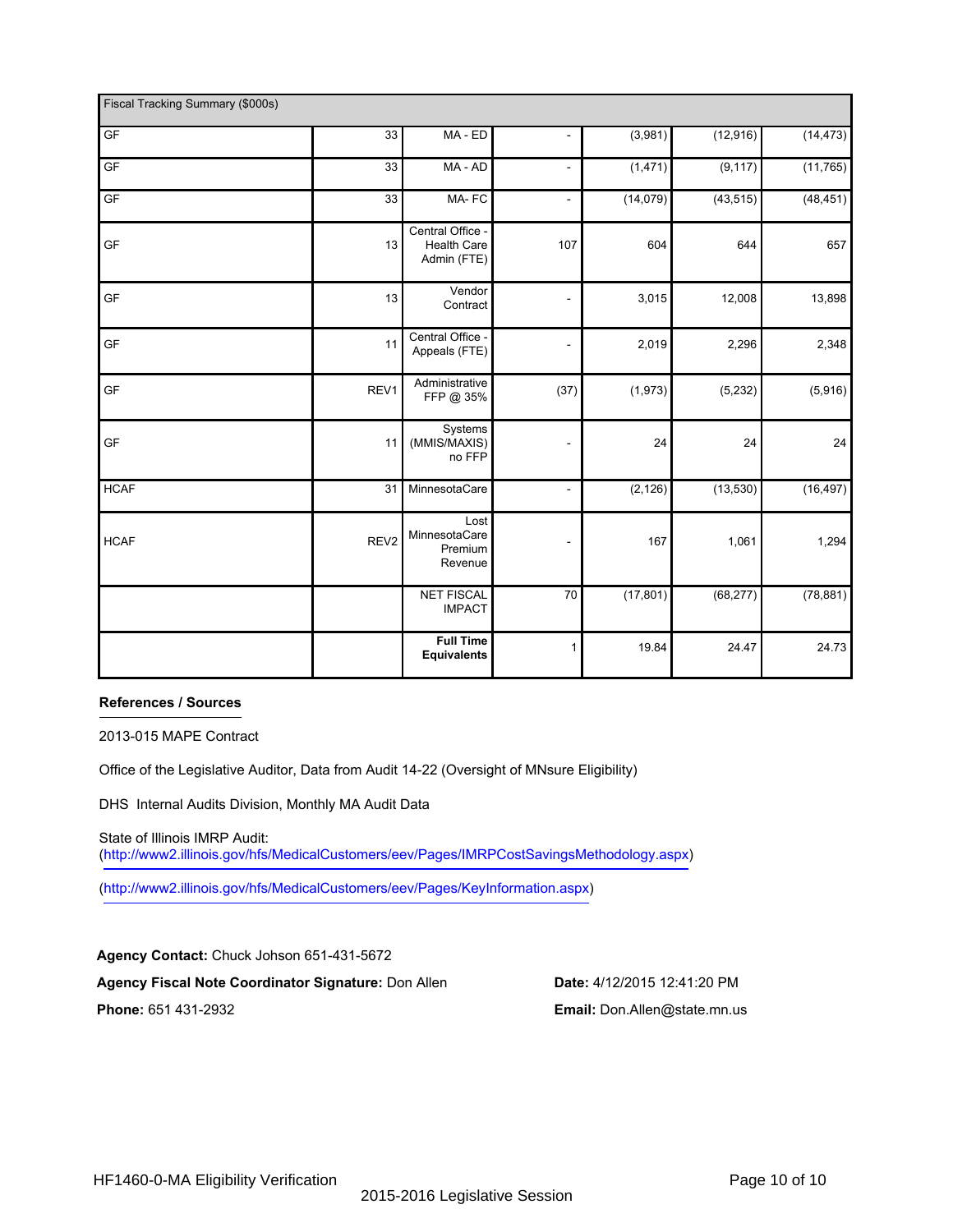| Fiscal Tracking Summary ($000s) | | | | | | |
|---|---|---|---|---|---|---|
| GF | 33 | MA - ED | - | (3,981) | (12,916) | (14,473) |
| GF | 33 | MA - AD | - | (1,471) | (9,117) | (11,765) |
| GF | 33 | MA- FC | - | (14,079) | (43,515) | (48,451) |
| GF | 13 | Central Office - Health Care Admin (FTE) | 107 | 604 | 644 | 657 |
| GF | 13 | Vendor Contract | - | 3,015 | 12,008 | 13,898 |
| GF | 11 | Central Office - Appeals (FTE) | - | 2,019 | 2,296 | 2,348 |
| GF | REV1 | Administrative FFP @ 35% | (37) | (1,973) | (5,232) | (5,916) |
| GF | 11 | Systems (MMIS/MAXIS) no FFP | - | 24 | 24 | 24 |
| HCAF | 31 | MinnesotaCare | - | (2,126) | (13,530) | (16,497) |
| HCAF | REV2 | Lost MinnesotaCare Premium Revenue | - | 167 | 1,061 | 1,294 |
| | | NET FISCAL IMPACT | 70 | (17,801) | (68,277) | (78,881) |
| | | **Full Time Equivalents** | 1 | 19.84 | 24.47 | 24.73 |

**References / Sources**

2013-015 MAPE Contract

Office of the Legislative Auditor, Data from Audit 14-22 (Oversight of MNsure Eligibility)

DHS Internal Audits Division, Monthly MA Audit Data

State of Illinois IMRP Audit:
(http://www2.illinois.gov/hfs/MedicalCustomers/eev/Pages/IMRPCostSavingsMethodology.aspx)

(http://www2.illinois.gov/hfs/MedicalCustomers/eev/Pages/KeyInformation.aspx)

**Agency Contact:** Chuck Johson 651-431-5672

**Agency Fiscal Note Coordinator Signature:** Don Allen

**Date:** 4/12/2015 12:41:20 PM

**Phone:** 651 431-2932

**Email:** Don.Allen@state.mn.us